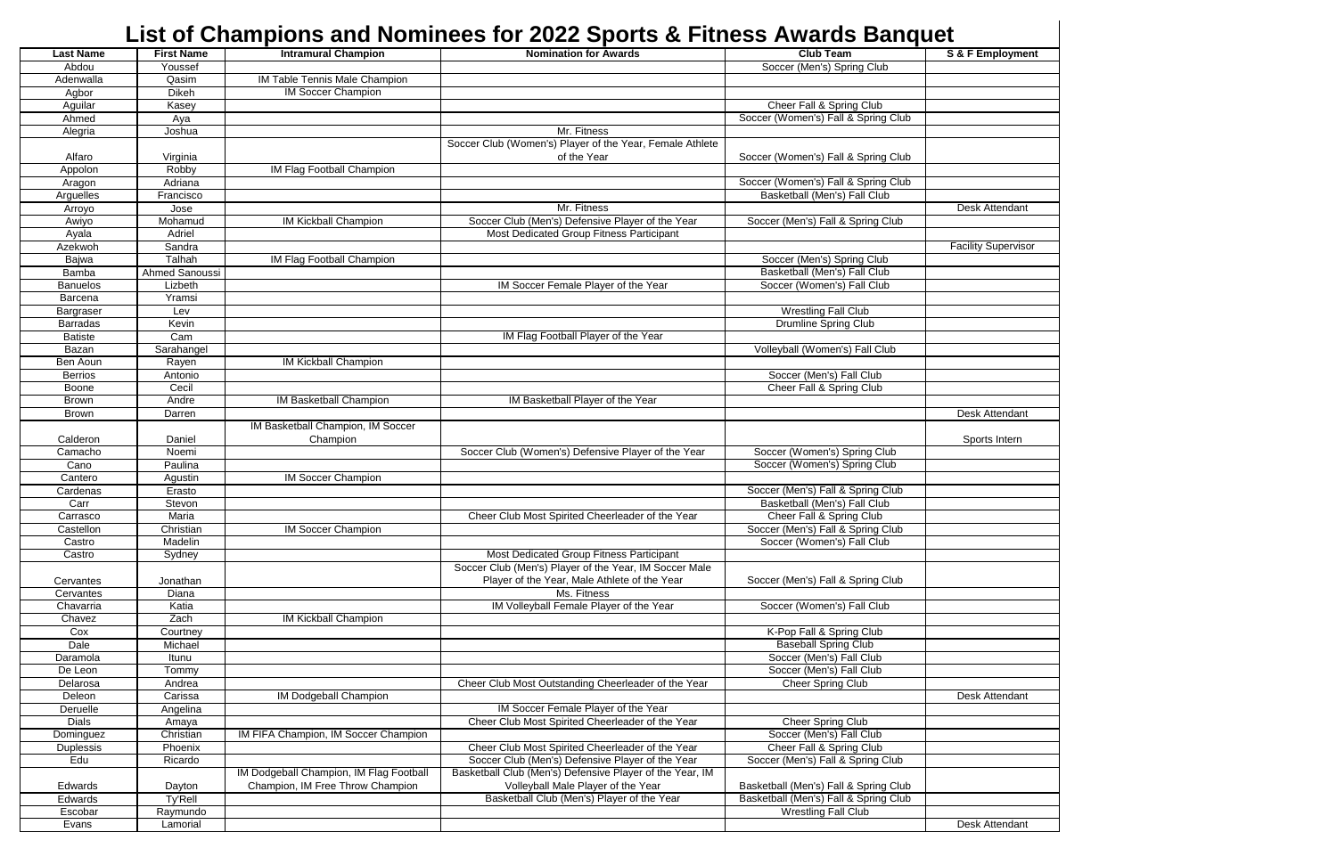# List of Champions and Nominees for 2022 Sports & Fitness Awards Banquet

| Last Name | First Name | Intramural Champion | Nomination for Awards | Club Team | S & F Employment |
|---|---|---|---|---|---|
| Abdou | Youssef | | | Soccer (Men's) Spring Club | |
| Adenwalla | Qasim | IM Table Tennis Male Champion | | | |
| Agbor | Dikeh | IM Soccer Champion | | | |
| Aguilar | Kasey | | | Cheer Fall & Spring Club | |
| Ahmed | Aya | | | Soccer (Women's) Fall & Spring Club | |
| Alegria | Joshua | | Mr. Fitness | | |
| Alfaro | Virginia | | Soccer Club (Women's) Player of the Year, Female Athlete of the Year | Soccer (Women's) Fall & Spring Club | |
| Appolon | Robby | IM Flag Football Champion | | | |
| Aragon | Adriana | | | Soccer (Women's) Fall & Spring Club | |
| Arguelles | Francisco | | | Basketball (Men's) Fall Club | |
| Arroyo | Jose | | Mr. Fitness | | Desk Attendant |
| Awiyo | Mohamud | IM Kickball Champion | Soccer Club (Men's) Defensive Player of the Year | Soccer (Men's) Fall & Spring Club | |
| Ayala | Adriel | | Most Dedicated Group Fitness Participant | | |
| Azekwoh | Sandra | | | | Facility Supervisor |
| Bajwa | Talhah | IM Flag Football Champion | | Soccer (Men's) Spring Club | |
| Bamba | Ahmed Sanoussi | | | Basketball (Men's) Fall Club | |
| Banuelos | Lizbeth | | IM Soccer Female Player of the Year | Soccer (Women's) Fall Club | |
| Barcena | Yramsi | | | | |
| Bargraser | Lev | | | Wrestling Fall Club | |
| Barradas | Kevin | | | Drumline Spring Club | |
| Batiste | Cam | | IM Flag Football Player of the Year | | |
| Bazan | Sarahangel | | | Volleyball (Women's) Fall Club | |
| Ben Aoun | Rayen | IM Kickball Champion | | | |
| Berrios | Antonio | | | Soccer (Men's) Fall Club | |
| Boone | Cecil | | | Cheer Fall & Spring Club | |
| Brown | Andre | IM Basketball Champion | IM Basketball Player of the Year | | |
| Brown | Darren | | | | Desk Attendant |
| Calderon | Daniel | IM Basketball Champion, IM Soccer Champion | | | Sports Intern |
| Camacho | Noemi | | Soccer Club (Women's) Defensive Player of the Year | Soccer (Women's) Spring Club | |
| Cano | Paulina | | | Soccer (Women's) Spring Club | |
| Cantero | Agustin | IM Soccer Champion | | | |
| Cardenas | Erasto | | | Soccer (Men's) Fall & Spring Club | |
| Carr | Stevon | | | Basketball (Men's) Fall Club | |
| Carrasco | Maria | | Cheer Club Most Spirited Cheerleader of the Year | Cheer Fall & Spring Club | |
| Castellon | Christian | IM Soccer Champion | | Soccer (Men's) Fall & Spring Club | |
| Castro | Madelin | | | Soccer (Women's) Fall Club | |
| Castro | Sydney | | Most Dedicated Group Fitness Participant | | |
| Cervantes | Jonathan | | Soccer Club (Men's) Player of the Year, IM Soccer Male Player of the Year, Male Athlete of the Year | Soccer (Men's) Fall & Spring Club | |
| Cervantes | Diana | | Ms. Fitness | | |
| Chavarria | Katia | | IM Volleyball Female Player of the Year | Soccer (Women's) Fall Club | |
| Chavez | Zach | IM Kickball Champion | | | |
| Cox | Courtney | | | K-Pop Fall & Spring Club | |
| Dale | Michael | | | Baseball Spring Club | |
| Daramola | Itunu | | | Soccer (Men's) Fall Club | |
| De Leon | Tommy | | | Soccer (Men's) Fall Club | |
| Delarosa | Andrea | | Cheer Club Most Outstanding Cheerleader of the Year | Cheer Spring Club | |
| Deleon | Carissa | IM Dodgeball Champion | | | Desk Attendant |
| Deruelle | Angelina | | IM Soccer Female Player of the Year | | |
| Dials | Amaya | | Cheer Club Most Spirited Cheerleader of the Year | Cheer Spring Club | |
| Dominguez | Christian | IM FIFA Champion, IM Soccer Champion | | Soccer (Men's) Fall Club | |
| Duplessis | Phoenix | | Cheer Club Most Spirited Cheerleader of the Year | Cheer Fall & Spring Club | |
| Edu | Ricardo | | Soccer Club (Men's) Defensive Player of the Year | Soccer (Men's) Fall & Spring Club | |
| Edwards | Dayton | IM Dodgeball Champion, IM Flag Football Champion, IM Free Throw Champion | Basketball Club (Men's) Defensive Player of the Year, IM Volleyball Male Player of the Year | Basketball (Men's) Fall & Spring Club | |
| Edwards | Ty'Rell | | Basketball Club (Men's) Player of the Year | Basketball (Men's) Fall & Spring Club | |
| Escobar | Raymundo | | | Wrestling Fall Club | |
| Evans | Lamorial | | | | Desk Attendant |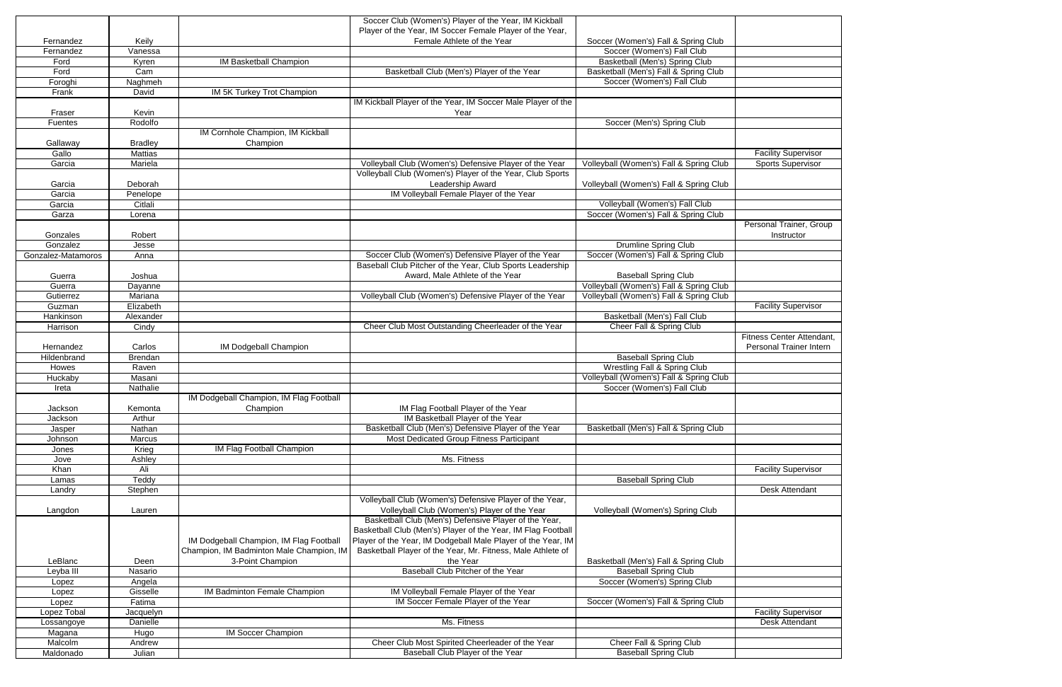| | | | | | |
|---|---|---|---|---|---|
| Fernandez | Keily | | Soccer Club (Women's) Player of the Year, IM Kickball Player of the Year, IM Soccer Female Player of the Year, Female Athlete of the Year | Soccer (Women's) Fall & Spring Club | |
| Fernandez | Vanessa | | | Soccer (Women's) Fall Club | |
| Ford | Kyren | IM Basketball Champion | | Basketball (Men's) Spring Club | |
| Ford | Cam | | Basketball Club (Men's) Player of the Year | Basketball (Men's) Fall & Spring Club | |
| Foroghi | Naghmeh | | | Soccer (Women's) Fall Club | |
| Frank | David | IM 5K Turkey Trot Champion | | | |
| Fraser | Kevin | | IM Kickball Player of the Year, IM Soccer Male Player of the Year | | |
| Fuentes | Rodolfo | | | Soccer (Men's) Spring Club | |
| Gallaway | Bradley | IM Cornhole Champion, IM Kickball Champion | | | |
| Gallo | Mattias | | | | Facility Supervisor |
| Garcia | Mariela | | Volleyball Club (Women's) Defensive Player of the Year | Volleyball (Women's) Fall & Spring Club | Sports Supervisor |
| Garcia | Deborah | | Volleyball Club (Women's) Player of the Year, Club Sports Leadership Award | Volleyball (Women's) Fall & Spring Club | |
| Garcia | Penelope | | IM Volleyball Female Player of the Year | | |
| Garcia | Citlali | | | Volleyball (Women's) Fall Club | |
| Garza | Lorena | | | Soccer (Women's) Fall & Spring Club | |
| Gonzales | Robert | | | | Personal Trainer, Group Instructor |
| Gonzalez | Jesse | | | Drumline Spring Club | |
| Gonzalez-Matamoros | Anna | | Soccer Club (Women's) Defensive Player of the Year | Soccer (Women's) Fall & Spring Club | |
| Guerra | Joshua | | Baseball Club Pitcher of the Year, Club Sports Leadership Award, Male Athlete of the Year | Baseball Spring Club | |
| Guerra | Dayanne | | | Volleyball (Women's) Fall & Spring Club | |
| Gutierrez | Mariana | | Volleyball Club (Women's) Defensive Player of the Year | Volleyball (Women's) Fall & Spring Club | |
| Guzman | Elizabeth | | | | Facility Supervisor |
| Hankinson | Alexander | | | Basketball (Men's) Fall Club | |
| Harrison | Cindy | | Cheer Club Most Outstanding Cheerleader of the Year | Cheer Fall & Spring Club | |
| Hernandez | Carlos | IM Dodgeball Champion | | | Fitness Center Attendant, Personal Trainer Intern |
| Hildenbrand | Brendan | | | Baseball Spring Club | |
| Howes | Raven | | | Wrestling Fall & Spring Club | |
| Huckaby | Masani | | | Volleyball (Women's) Fall & Spring Club | |
| Ireta | Nathalie | | | Soccer (Women's) Fall Club | |
| Jackson | Kemonta | IM Dodgeball Champion, IM Flag Football Champion | IM Flag Football Player of the Year | | |
| Jackson | Arthur | | IM Basketball Player of the Year | | |
| Jasper | Nathan | | Basketball Club (Men's) Defensive Player of the Year | Basketball (Men's) Fall & Spring Club | |
| Johnson | Marcus | | Most Dedicated Group Fitness Participant | | |
| Jones | Krieg | IM Flag Football Champion | | | |
| Jove | Ashley | | Ms. Fitness | | |
| Khan | Ali | | | | Facility Supervisor |
| Lamas | Teddy | | | Baseball Spring Club | |
| Landry | Stephen | | | | Desk Attendant |
| Langdon | Lauren | | Volleyball Club (Women's) Defensive Player of the Year, Volleyball Club (Women's) Player of the Year | Volleyball (Women's) Spring Club | |
| LeBlanc | Deen | IM Dodgeball Champion, IM Flag Football Champion, IM Badminton Male Champion, IM 3-Point Champion | Basketball Club (Men's) Defensive Player of the Year, Basketball Club (Men's) Player of the Year, IM Flag Football Player of the Year, IM Dodgeball Male Player of the Year, IM Basketball Player of the Year, Mr. Fitness, Male Athlete of the Year | Basketball (Men's) Fall & Spring Club | |
| Leyba III | Nasario | | Baseball Club Pitcher of the Year | Baseball Spring Club | |
| Lopez | Angela | | | Soccer (Women's) Spring Club | |
| Lopez | Gisselle | IM Badminton Female Champion | IM Volleyball Female Player of the Year | | |
| Lopez | Fatima | | IM Soccer Female Player of the Year | Soccer (Women's) Fall & Spring Club | |
| Lopez Tobal | Jacquelyn | | | | Facility Supervisor |
| Lossangoye | Danielle | | Ms. Fitness | | Desk Attendant |
| Magana | Hugo | IM Soccer Champion | | | |
| Malcolm | Andrew | | Cheer Club Most Spirited Cheerleader of the Year | Cheer Fall & Spring Club | |
| Maldonado | Julian | | Baseball Club Player of the Year | Baseball Spring Club | |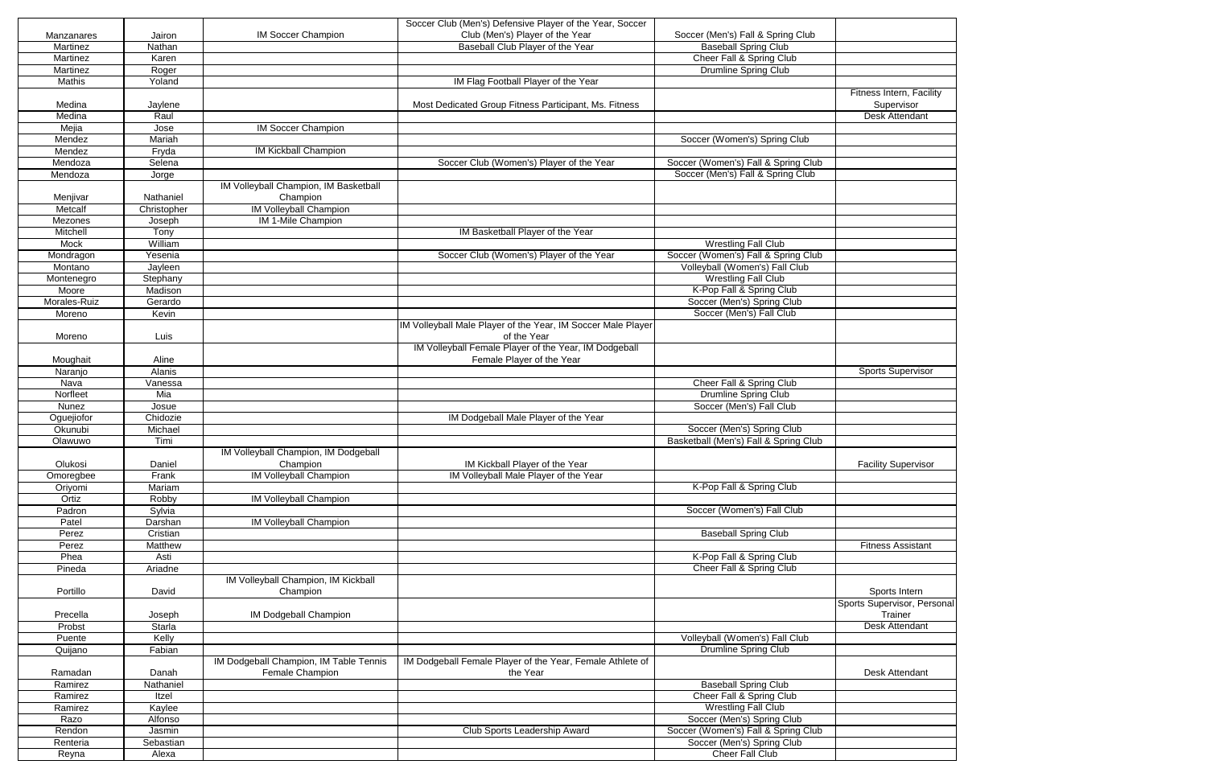| | | | | | |
|---|---|---|---|---|---|
| Manzanares | Jairon | IM Soccer Champion | Soccer Club (Men's) Defensive Player of the Year, Soccer Club (Men's) Player of the Year | Soccer (Men's) Fall & Spring Club | |
| Martinez | Nathan | | Baseball Club Player of the Year | Baseball Spring Club | |
| Martinez | Karen | | | Cheer Fall & Spring Club | |
| Martinez | Roger | | | Drumline Spring Club | |
| Mathis | Yoland | | IM Flag Football Player of the Year | | |
| Medina | Jaylene | | Most Dedicated Group Fitness Participant, Ms. Fitness | | Fitness Intern, Facility Supervisor |
| Medina | Raul | | | | Desk Attendant |
| Mejia | Jose | IM Soccer Champion | | | |
| Mendez | Mariah | | | Soccer (Women's) Spring Club | |
| Mendez | Fryda | IM Kickball Champion | | | |
| Mendoza | Selena | | Soccer Club (Women's) Player of the Year | Soccer (Women's) Fall & Spring Club | |
| Mendoza | Jorge | | | Soccer (Men's) Fall & Spring Club | |
| Menjivar | Nathaniel | IM Volleyball Champion, IM Basketball Champion | | | |
| Metcalf | Christopher | IM Volleyball Champion | | | |
| Mezones | Joseph | IM 1-Mile Champion | | | |
| Mitchell | Tony | | IM Basketball Player of the Year | | |
| Mock | William | | | Wrestling Fall Club | |
| Mondragon | Yesenia | | Soccer Club (Women's) Player of the Year | Soccer (Women's) Fall & Spring Club | |
| Montano | Jayleen | | | Volleyball (Women's) Fall Club | |
| Montenegro | Stephany | | | Wrestling Fall Club | |
| Moore | Madison | | | K-Pop Fall & Spring Club | |
| Morales-Ruiz | Gerardo | | | Soccer (Men's) Spring Club | |
| Moreno | Kevin | | | Soccer (Men's) Fall Club | |
| Moreno | Luis | | IM Volleyball Male Player of the Year, IM Soccer Male Player of the Year | | |
| Moughait | Aline | | IM Volleyball Female Player of the Year, IM Dodgeball Female Player of the Year | | |
| Naranjo | Alanis | | | | Sports Supervisor |
| Nava | Vanessa | | | Cheer Fall & Spring Club | |
| Norfleet | Mia | | | Drumline Spring Club | |
| Nunez | Josue | | | Soccer (Men's) Fall Club | |
| Oguejiofor | Chidozie | | IM Dodgeball Male Player of the Year | | |
| Okunubi | Michael | | | Soccer (Men's) Spring Club | |
| Olawuwo | Timi | | | Basketball (Men's) Fall & Spring Club | |
| Olukosi | Daniel | IM Volleyball Champion, IM Dodgeball Champion | IM Kickball Player of the Year | | Facility Supervisor |
| Omoregbee | Frank | IM Volleyball Champion | IM Volleyball Male Player of the Year | | |
| Oriyomi | Mariam | | | K-Pop Fall & Spring Club | |
| Ortiz | Robby | IM Volleyball Champion | | | |
| Padron | Sylvia | | | Soccer (Women's) Fall Club | |
| Patel | Darshan | IM Volleyball Champion | | | |
| Perez | Cristian | | | Baseball Spring Club | |
| Perez | Matthew | | | | Fitness Assistant |
| Phea | Asti | | | K-Pop Fall & Spring Club | |
| Pineda | Ariadne | | | Cheer Fall & Spring Club | |
| Portillo | David | IM Volleyball Champion, IM Kickball Champion | | | Sports Intern |
| Precella | Joseph | IM Dodgeball Champion | | | Sports Supervisor, Personal Trainer |
| Probst | Starla | | | | Desk Attendant |
| Puente | Kelly | | | Volleyball (Women's) Fall Club | |
| Quijano | Fabian | | | Drumline Spring Club | |
| Ramadan | Danah | IM Dodgeball Champion, IM Table Tennis Female Champion | IM Dodgeball Female Player of the Year, Female Athlete of the Year | | Desk Attendant |
| Ramirez | Nathaniel | | | Baseball Spring Club | |
| Ramirez | Itzel | | | Cheer Fall & Spring Club | |
| Ramirez | Kaylee | | | Wrestling Fall Club | |
| Razo | Alfonso | | | Soccer (Men's) Spring Club | |
| Rendon | Jasmin | | Club Sports Leadership Award | Soccer (Women's) Fall & Spring Club | |
| Renteria | Sebastian | | | Soccer (Men's) Spring Club | |
| Reyna | Alexa | | | Cheer Fall Club | |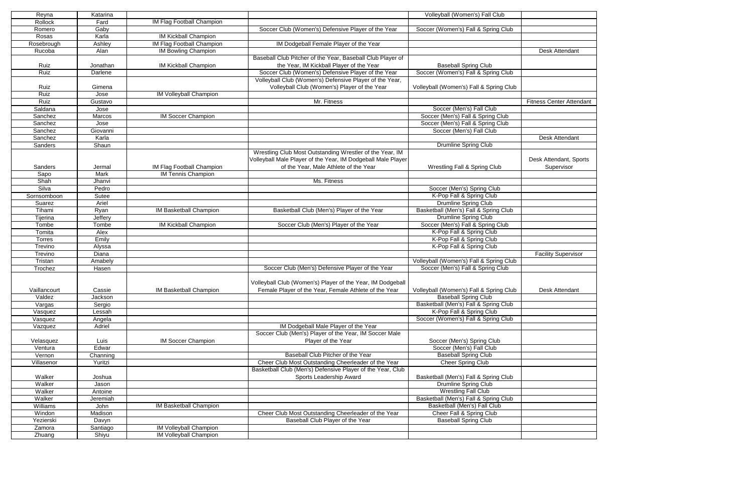| | | | | | |
|---|---|---|---|---|---|
| Reyna | Katarina | | | Volleyball (Women's) Fall Club | |
| Rollock | Fard | IM Flag Football Champion | | | |
| Romero | Gaby | | Soccer Club (Women's) Defensive Player of the Year | Soccer (Women's) Fall & Spring Club | |
| Rosas | Karla | IM Kickball Champion | | | |
| Rosebrough | Ashley | IM Flag Football Champion | IM Dodgeball Female Player of the Year | | |
| Rucoba | Alan | IM Bowling Champion | | | Desk Attendant |
| Ruiz | Jonathan | IM Kickball Champion | Baseball Club Pitcher of the Year, Baseball Club Player of the Year, IM Kickball Player of the Year | Baseball Spring Club | |
| Ruiz | Darlene | | Soccer Club (Women's) Defensive Player of the Year | Soccer (Women's) Fall & Spring Club | |
| Ruiz | Gimena | | Volleyball Club (Women's) Defensive Player of the Year, Volleyball Club (Women's) Player of the Year | Volleyball (Women's) Fall & Spring Club | |
| Ruiz | Jose | IM Volleyball Champion | | | |
| Ruiz | Gustavo | | Mr. Fitness | | Fitness Center Attendant |
| Saldana | Jose | | | Soccer (Men's) Fall Club | |
| Sanchez | Marcos | IM Soccer Champion | | Soccer (Men's) Fall & Spring Club | |
| Sanchez | Jose | | | Soccer (Men's) Fall & Spring Club | |
| Sanchez | Giovanni | | | Soccer (Men's) Fall Club | |
| Sanchez | Karla | | | | Desk Attendant |
| Sanders | Shaun | | | Drumline Spring Club | |
| Sanders | Jermal | IM Flag Football Champion | Wrestling Club Most Outstanding Wrestler of the Year, IM Volleyball Male Player of the Year, IM Dodgeball Male Player of the Year, Male Athlete of the Year | Wrestling Fall & Spring Club | Desk Attendant, Sports Supervisor |
| Sapo | Mark | IM Tennis Champion | | | |
| Shah | Jhanvi | | Ms. Fitness | | |
| Silva | Pedro | | | Soccer (Men's) Spring Club | |
| Sornsomboon | Sutee | | | K-Pop Fall & Spring Club | |
| Suarez | Ariel | | | Drumline Spring Club | |
| Tihami | Ryan | IM Basketball Champion | Basketball Club (Men's) Player of the Year | Basketball (Men's) Fall & Spring Club | |
| Tijerina | Jeffery | | | Drumline Spring Club | |
| Tombe | Tombe | IM Kickball Champion | Soccer Club (Men's) Player of the Year | Soccer (Men's) Fall & Spring Club | |
| Tomita | Alex | | | K-Pop Fall & Spring Club | |
| Torres | Emily | | | K-Pop Fall & Spring Club | |
| Trevino | Alyssa | | | K-Pop Fall & Spring Club | |
| Trevino | Diana | | | | Facility Supervisor |
| Tristan | Amabely | | | Volleyball (Women's) Fall & Spring Club | |
| Trochez | Hasen | | Soccer Club (Men's) Defensive Player of the Year | Soccer (Men's) Fall & Spring Club | |
| Vaillancourt | Cassie | IM Basketball Champion | Volleyball Club (Women's) Player of the Year, IM Dodgeball Female Player of the Year, Female Athlete of the Year | Volleyball (Women's) Fall & Spring Club | Desk Attendant |
| Valdez | Jackson | | | Baseball Spring Club | |
| Vargas | Sergio | | | Basketball (Men's) Fall & Spring Club | |
| Vasquez | Lessah | | | K-Pop Fall & Spring Club | |
| Vasquez | Angela | | | Soccer (Women's) Fall & Spring Club | |
| Vazquez | Adriel | | IM Dodgeball Male Player of the Year | | |
| Velasquez | Luis | IM Soccer Champion | Soccer Club (Men's) Player of the Year, IM Soccer Male Player of the Year | Soccer (Men's) Spring Club | |
| Ventura | Edwar | | | Soccer (Men's) Fall Club | |
| Vernon | Channing | | Baseball Club Pitcher of the Year | Baseball Spring Club | |
| Villasenor | Yuritzi | | Cheer Club Most Outstanding Cheerleader of the Year | Cheer Spring Club | |
| Walker | Joshua | | Basketball Club (Men's) Defensive Player of the Year, Club Sports Leadership Award | Basketball (Men's) Fall & Spring Club | |
| Walker | Jason | | | Drumline Spring Club | |
| Walker | Antoine | | | Wrestling Fall Club | |
| Walker | Jeremiah | | | Basketball (Men's) Fall & Spring Club | |
| Williams | John | IM Basketball Champion | | Basketball (Men's) Fall Club | |
| Windon | Madison | | Cheer Club Most Outstanding Cheerleader of the Year | Cheer Fall & Spring Club | |
| Yezierski | Davyn | | Baseball Club Player of the Year | Baseball Spring Club | |
| Zamora | Santiago | IM Volleyball Champion | | | |
| Zhuang | Shiyu | IM Volleyball Champion | | | |